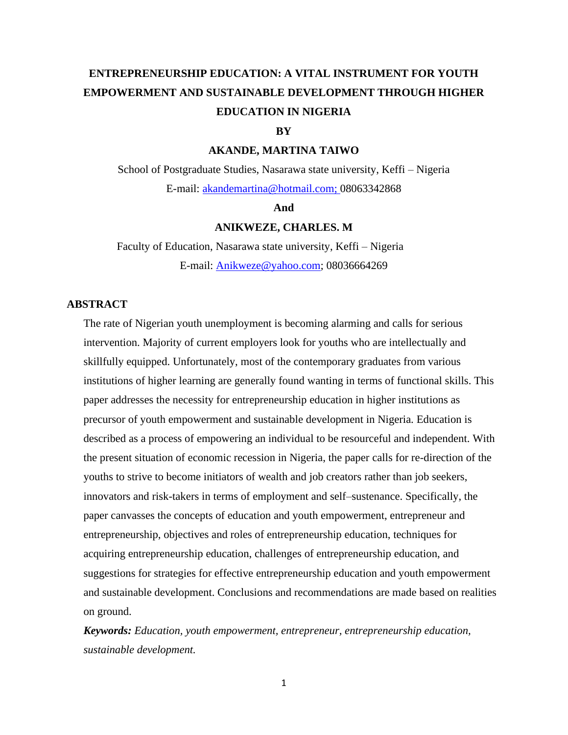# ENTREPRENEURSHIP EDUCATION: A VITAL INSTRUMENT FOR YOUTH EMPOWERMENT AND SUSTAINABLE DEVELOPMENT THROUGH HIGHER EDUCATION IN NIGERIA

**BY**

**AKANDE, MARTINA TAIWO**

School of Postgraduate Studies, Nasarawa state university, Keffi – Nigeria

E-mail: akandemartina@hotmail.com; 08063342868

**And**

**ANIKWEZE, CHARLES. M**

Faculty of Education, Nasarawa state university, Keffi – Nigeria

E-mail: Anikweze@yahoo.com; 08036664269

## ABSTRACT

The rate of Nigerian youth unemployment is becoming alarming and calls for serious intervention. Majority of current employers look for youths who are intellectually and skillfully equipped. Unfortunately, most of the contemporary graduates from various institutions of higher learning are generally found wanting in terms of functional skills. This paper addresses the necessity for entrepreneurship education in higher institutions as precursor of youth empowerment and sustainable development in Nigeria. Education is described as a process of empowering an individual to be resourceful and independent. With the present situation of economic recession in Nigeria, the paper calls for re-direction of the youths to strive to become initiators of wealth and job creators rather than job seekers, innovators and risk-takers in terms of employment and self–sustenance. Specifically, the paper canvasses the concepts of education and youth empowerment, entrepreneur and entrepreneurship, objectives and roles of entrepreneurship education, techniques for acquiring entrepreneurship education, challenges of entrepreneurship education, and suggestions for strategies for effective entrepreneurship education and youth empowerment and sustainable development. Conclusions and recommendations are made based on realities on ground.

***Keywords:*** *Education, youth empowerment, entrepreneur, entrepreneurship education, sustainable development.*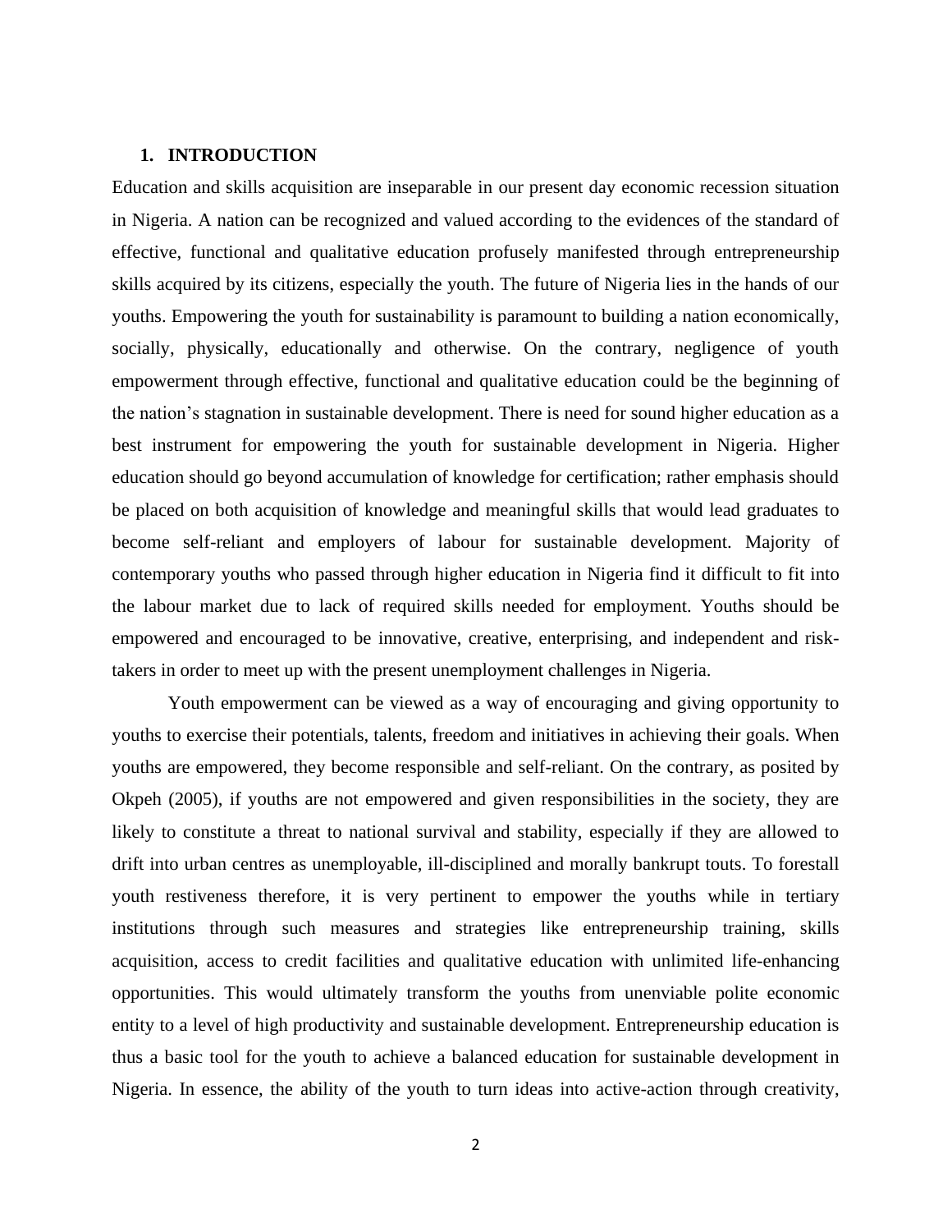## 1. INTRODUCTION

Education and skills acquisition are inseparable in our present day economic recession situation in Nigeria. A nation can be recognized and valued according to the evidences of the standard of effective, functional and qualitative education profusely manifested through entrepreneurship skills acquired by its citizens, especially the youth. The future of Nigeria lies in the hands of our youths. Empowering the youth for sustainability is paramount to building a nation economically, socially, physically, educationally and otherwise. On the contrary, negligence of youth empowerment through effective, functional and qualitative education could be the beginning of the nation's stagnation in sustainable development. There is need for sound higher education as a best instrument for empowering the youth for sustainable development in Nigeria. Higher education should go beyond accumulation of knowledge for certification; rather emphasis should be placed on both acquisition of knowledge and meaningful skills that would lead graduates to become self-reliant and employers of labour for sustainable development. Majority of contemporary youths who passed through higher education in Nigeria find it difficult to fit into the labour market due to lack of required skills needed for employment. Youths should be empowered and encouraged to be innovative, creative, enterprising, and independent and risk-takers in order to meet up with the present unemployment challenges in Nigeria.

Youth empowerment can be viewed as a way of encouraging and giving opportunity to youths to exercise their potentials, talents, freedom and initiatives in achieving their goals. When youths are empowered, they become responsible and self-reliant. On the contrary, as posited by Okpeh (2005), if youths are not empowered and given responsibilities in the society, they are likely to constitute a threat to national survival and stability, especially if they are allowed to drift into urban centres as unemployable, ill-disciplined and morally bankrupt touts. To forestall youth restiveness therefore, it is very pertinent to empower the youths while in tertiary institutions through such measures and strategies like entrepreneurship training, skills acquisition, access to credit facilities and qualitative education with unlimited life-enhancing opportunities. This would ultimately transform the youths from unenviable polite economic entity to a level of high productivity and sustainable development. Entrepreneurship education is thus a basic tool for the youth to achieve a balanced education for sustainable development in Nigeria. In essence, the ability of the youth to turn ideas into active-action through creativity,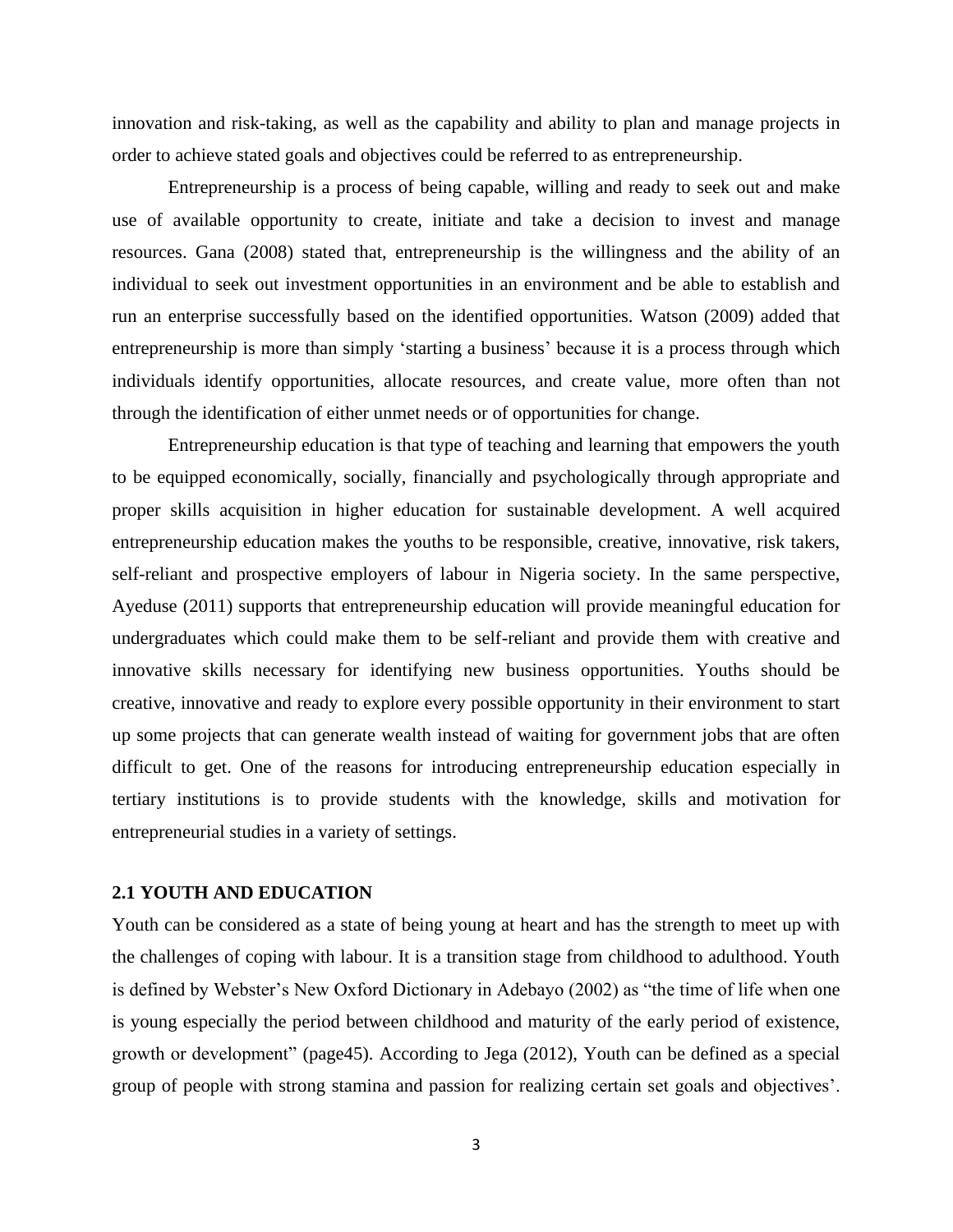innovation and risk-taking, as well as the capability and ability to plan and manage projects in order to achieve stated goals and objectives could be referred to as entrepreneurship.

Entrepreneurship is a process of being capable, willing and ready to seek out and make use of available opportunity to create, initiate and take a decision to invest and manage resources. Gana (2008) stated that, entrepreneurship is the willingness and the ability of an individual to seek out investment opportunities in an environment and be able to establish and run an enterprise successfully based on the identified opportunities. Watson (2009) added that entrepreneurship is more than simply 'starting a business' because it is a process through which individuals identify opportunities, allocate resources, and create value, more often than not through the identification of either unmet needs or of opportunities for change.

Entrepreneurship education is that type of teaching and learning that empowers the youth to be equipped economically, socially, financially and psychologically through appropriate and proper skills acquisition in higher education for sustainable development. A well acquired entrepreneurship education makes the youths to be responsible, creative, innovative, risk takers, self-reliant and prospective employers of labour in Nigeria society. In the same perspective, Ayeduse (2011) supports that entrepreneurship education will provide meaningful education for undergraduates which could make them to be self-reliant and provide them with creative and innovative skills necessary for identifying new business opportunities. Youths should be creative, innovative and ready to explore every possible opportunity in their environment to start up some projects that can generate wealth instead of waiting for government jobs that are often difficult to get. One of the reasons for introducing entrepreneurship education especially in tertiary institutions is to provide students with the knowledge, skills and motivation for entrepreneurial studies in a variety of settings.

## 2.1 YOUTH AND EDUCATION

Youth can be considered as a state of being young at heart and has the strength to meet up with the challenges of coping with labour. It is a transition stage from childhood to adulthood. Youth is defined by Webster's New Oxford Dictionary in Adebayo (2002) as "the time of life when one is young especially the period between childhood and maturity of the early period of existence, growth or development" (page45). According to Jega (2012), Youth can be defined as a special group of people with strong stamina and passion for realizing certain set goals and objectives'.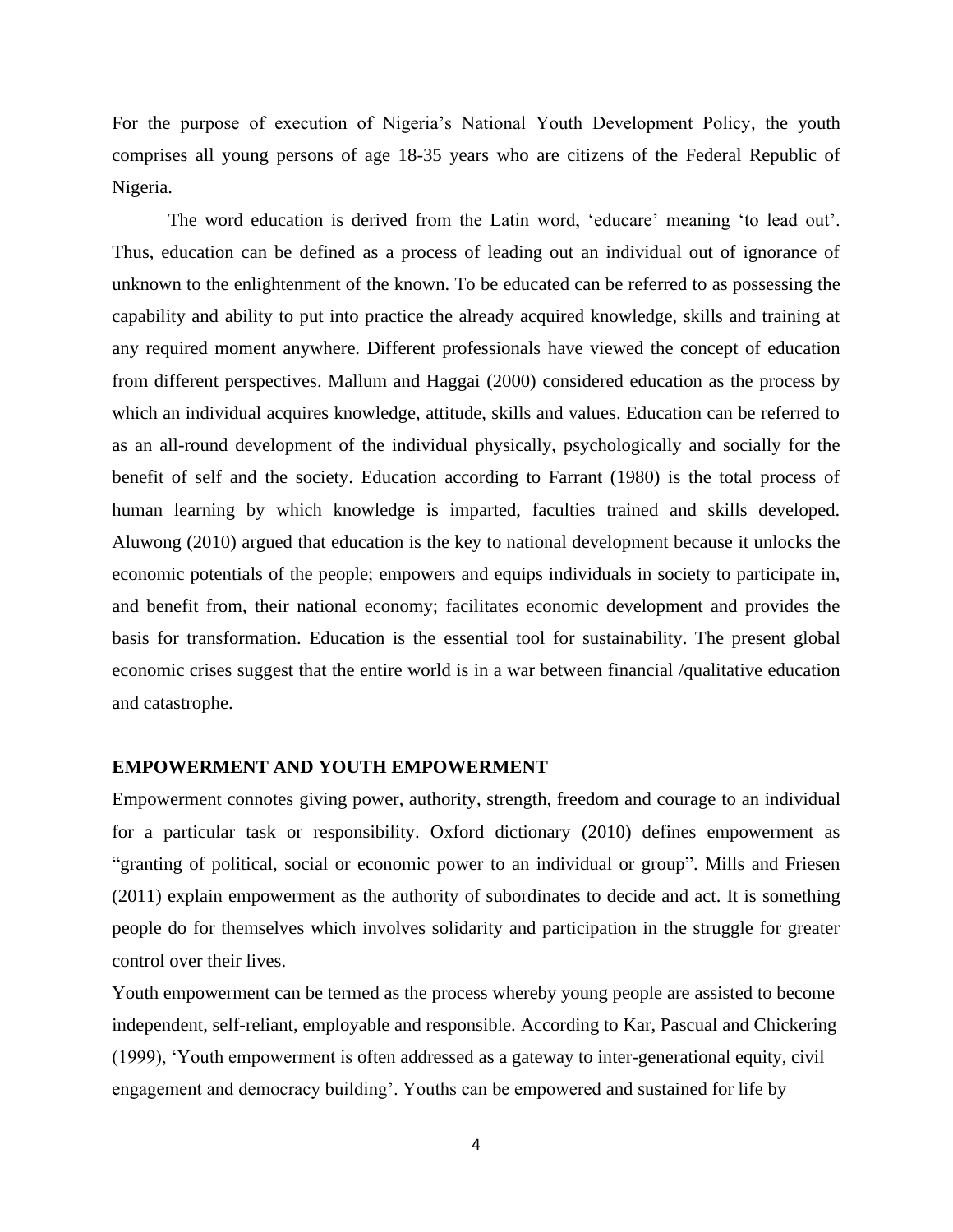For the purpose of execution of Nigeria's National Youth Development Policy, the youth comprises all young persons of age 18-35 years who are citizens of the Federal Republic of Nigeria.

The word education is derived from the Latin word, 'educare' meaning 'to lead out'. Thus, education can be defined as a process of leading out an individual out of ignorance of unknown to the enlightenment of the known. To be educated can be referred to as possessing the capability and ability to put into practice the already acquired knowledge, skills and training at any required moment anywhere. Different professionals have viewed the concept of education from different perspectives. Mallum and Haggai (2000) considered education as the process by which an individual acquires knowledge, attitude, skills and values. Education can be referred to as an all-round development of the individual physically, psychologically and socially for the benefit of self and the society. Education according to Farrant (1980) is the total process of human learning by which knowledge is imparted, faculties trained and skills developed. Aluwong (2010) argued that education is the key to national development because it unlocks the economic potentials of the people; empowers and equips individuals in society to participate in, and benefit from, their national economy; facilitates economic development and provides the basis for transformation. Education is the essential tool for sustainability. The present global economic crises suggest that the entire world is in a war between financial /qualitative education and catastrophe.

**EMPOWERMENT AND YOUTH EMPOWERMENT**

Empowerment connotes giving power, authority, strength, freedom and courage to an individual for a particular task or responsibility. Oxford dictionary (2010) defines empowerment as "granting of political, social or economic power to an individual or group". Mills and Friesen (2011) explain empowerment as the authority of subordinates to decide and act. It is something people do for themselves which involves solidarity and participation in the struggle for greater control over their lives.

Youth empowerment can be termed as the process whereby young people are assisted to become independent, self-reliant, employable and responsible. According to Kar, Pascual and Chickering (1999), 'Youth empowerment is often addressed as a gateway to inter-generational equity, civil engagement and democracy building'. Youths can be empowered and sustained for life by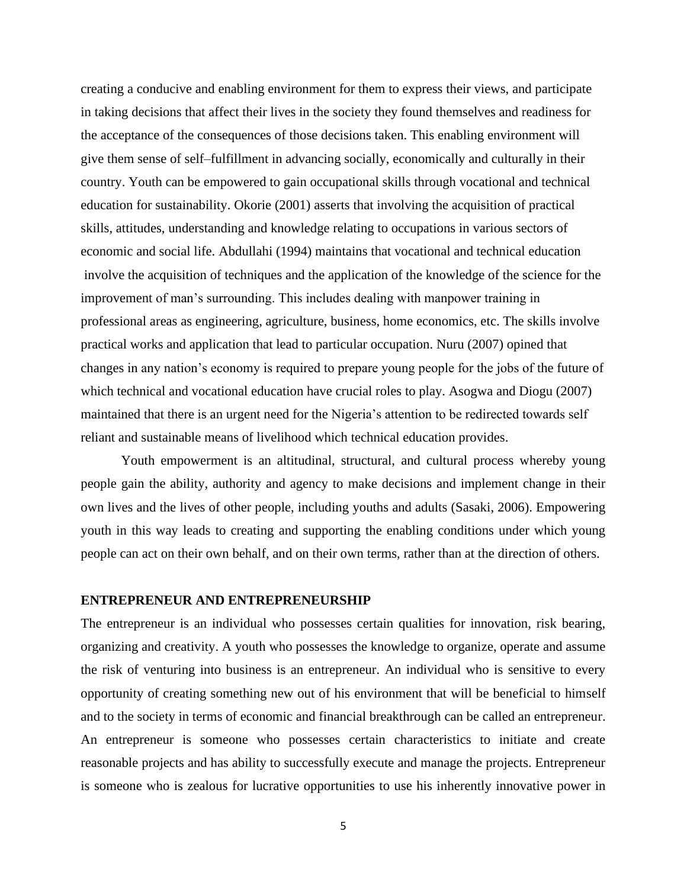creating a conducive and enabling environment for them to express their views, and participate in taking decisions that affect their lives in the society they found themselves and readiness for the acceptance of the consequences of those decisions taken. This enabling environment will give them sense of self–fulfillment in advancing socially, economically and culturally in their country. Youth can be empowered to gain occupational skills through vocational and technical education for sustainability. Okorie (2001) asserts that involving the acquisition of practical skills, attitudes, understanding and knowledge relating to occupations in various sectors of economic and social life. Abdullahi (1994) maintains that vocational and technical education involve the acquisition of techniques and the application of the knowledge of the science for the improvement of man's surrounding. This includes dealing with manpower training in professional areas as engineering, agriculture, business, home economics, etc. The skills involve practical works and application that lead to particular occupation. Nuru (2007) opined that changes in any nation's economy is required to prepare young people for the jobs of the future of which technical and vocational education have crucial roles to play. Asogwa and Diogu (2007) maintained that there is an urgent need for the Nigeria's attention to be redirected towards self reliant and sustainable means of livelihood which technical education provides.

Youth empowerment is an altitudinal, structural, and cultural process whereby young people gain the ability, authority and agency to make decisions and implement change in their own lives and the lives of other people, including youths and adults (Sasaki, 2006). Empowering youth in this way leads to creating and supporting the enabling conditions under which young people can act on their own behalf, and on their own terms, rather than at the direction of others.

## ENTREPRENEUR AND ENTREPRENEURSHIP

The entrepreneur is an individual who possesses certain qualities for innovation, risk bearing, organizing and creativity. A youth who possesses the knowledge to organize, operate and assume the risk of venturing into business is an entrepreneur. An individual who is sensitive to every opportunity of creating something new out of his environment that will be beneficial to himself and to the society in terms of economic and financial breakthrough can be called an entrepreneur. An entrepreneur is someone who possesses certain characteristics to initiate and create reasonable projects and has ability to successfully execute and manage the projects. Entrepreneur is someone who is zealous for lucrative opportunities to use his inherently innovative power in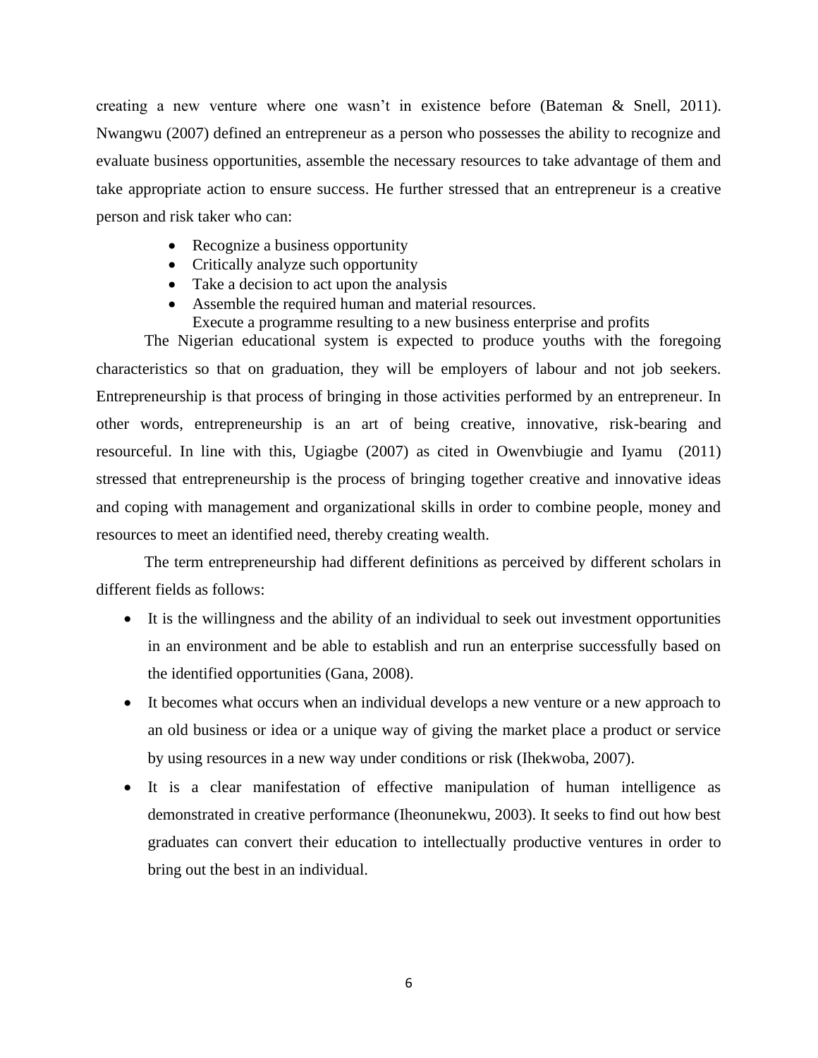creating a new venture where one wasn't in existence before (Bateman & Snell, 2011). Nwangwu (2007) defined an entrepreneur as a person who possesses the ability to recognize and evaluate business opportunities, assemble the necessary resources to take advantage of them and take appropriate action to ensure success. He further stressed that an entrepreneur is a creative person and risk taker who can:

- Recognize a business opportunity
- Critically analyze such opportunity
- Take a decision to act upon the analysis
- Assemble the required human and material resources.
  Execute a programme resulting to a new business enterprise and profits

The Nigerian educational system is expected to produce youths with the foregoing characteristics so that on graduation, they will be employers of labour and not job seekers. Entrepreneurship is that process of bringing in those activities performed by an entrepreneur. In other words, entrepreneurship is an art of being creative, innovative, risk-bearing and resourceful. In line with this, Ugiagbe (2007) as cited in Owenvbiugie and Iyamu (2011) stressed that entrepreneurship is the process of bringing together creative and innovative ideas and coping with management and organizational skills in order to combine people, money and resources to meet an identified need, thereby creating wealth.

The term entrepreneurship had different definitions as perceived by different scholars in different fields as follows:

- It is the willingness and the ability of an individual to seek out investment opportunities in an environment and be able to establish and run an enterprise successfully based on the identified opportunities (Gana, 2008).
- It becomes what occurs when an individual develops a new venture or a new approach to an old business or idea or a unique way of giving the market place a product or service by using resources in a new way under conditions or risk (Ihekwoba, 2007).
- It is a clear manifestation of effective manipulation of human intelligence as demonstrated in creative performance (Iheonunekwu, 2003). It seeks to find out how best graduates can convert their education to intellectually productive ventures in order to bring out the best in an individual.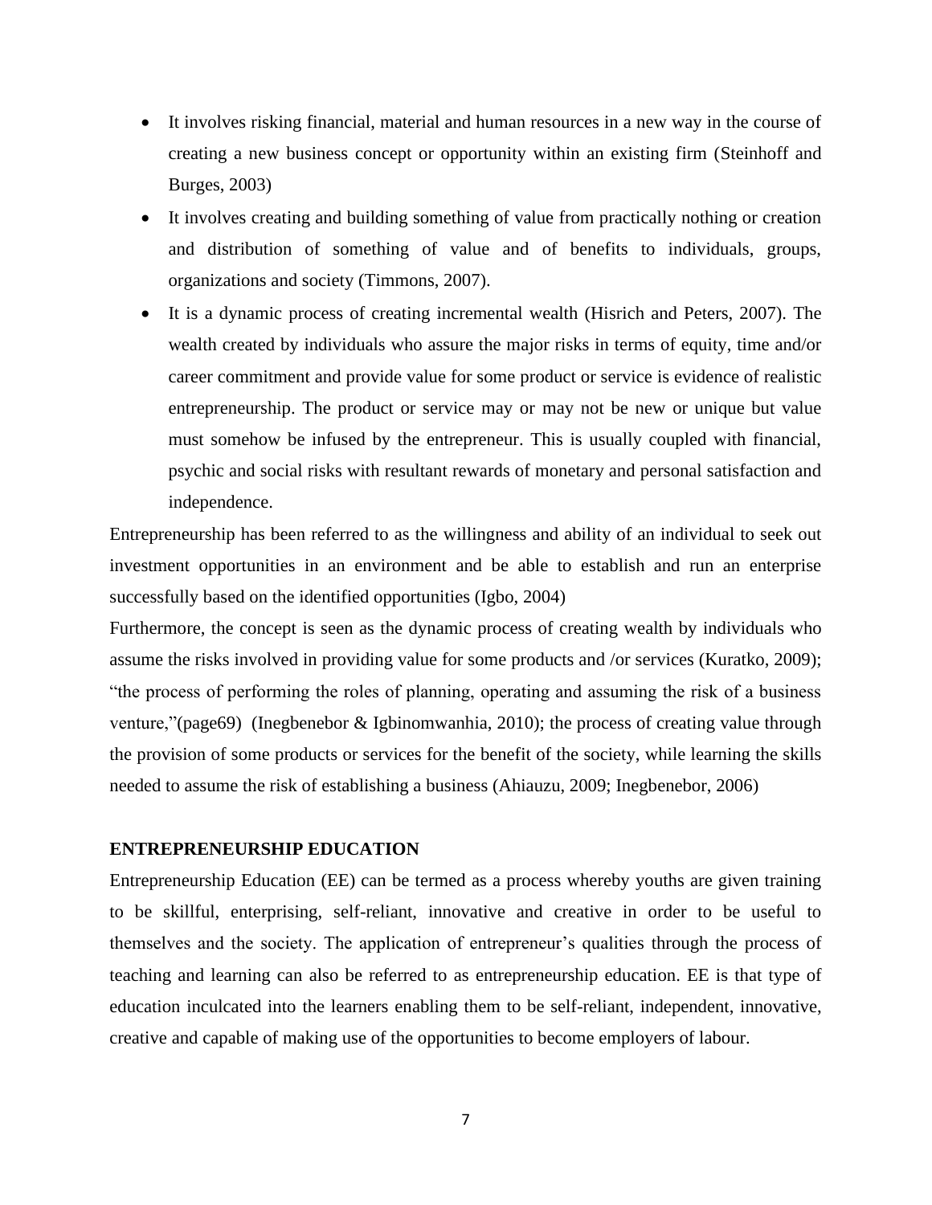- It involves risking financial, material and human resources in a new way in the course of creating a new business concept or opportunity within an existing firm (Steinhoff and Burges, 2003)
- It involves creating and building something of value from practically nothing or creation and distribution of something of value and of benefits to individuals, groups, organizations and society (Timmons, 2007).
- It is a dynamic process of creating incremental wealth (Hisrich and Peters, 2007). The wealth created by individuals who assure the major risks in terms of equity, time and/or career commitment and provide value for some product or service is evidence of realistic entrepreneurship. The product or service may or may not be new or unique but value must somehow be infused by the entrepreneur. This is usually coupled with financial, psychic and social risks with resultant rewards of monetary and personal satisfaction and independence.

Entrepreneurship has been referred to as the willingness and ability of an individual to seek out investment opportunities in an environment and be able to establish and run an enterprise successfully based on the identified opportunities (Igbo, 2004)

Furthermore, the concept is seen as the dynamic process of creating wealth by individuals who assume the risks involved in providing value for some products and /or services (Kuratko, 2009); "the process of performing the roles of planning, operating and assuming the risk of a business venture,"(page69) (Inegbenebor & Igbinomwanhia, 2010); the process of creating value through the provision of some products or services for the benefit of the society, while learning the skills needed to assume the risk of establishing a business (Ahiauzu, 2009; Inegbenebor, 2006)

**ENTREPRENEURSHIP EDUCATION**

Entrepreneurship Education (EE) can be termed as a process whereby youths are given training to be skillful, enterprising, self-reliant, innovative and creative in order to be useful to themselves and the society. The application of entrepreneur's qualities through the process of teaching and learning can also be referred to as entrepreneurship education. EE is that type of education inculcated into the learners enabling them to be self-reliant, independent, innovative, creative and capable of making use of the opportunities to become employers of labour.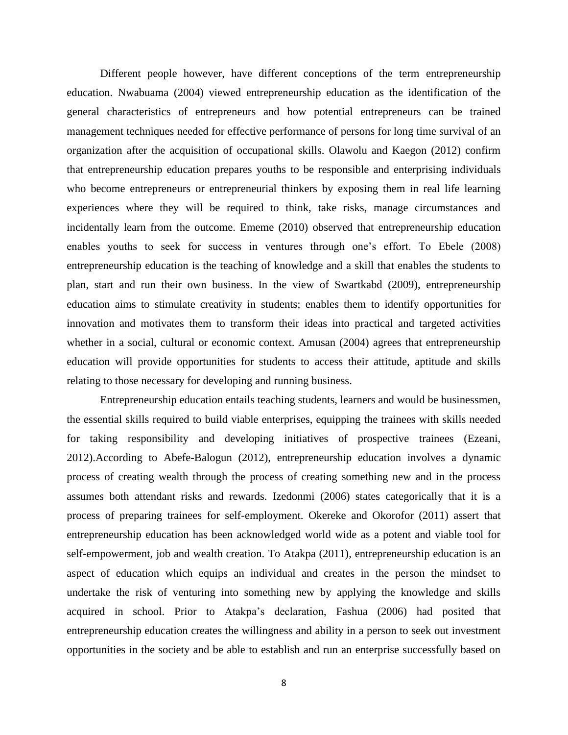Different people however, have different conceptions of the term entrepreneurship education. Nwabuama (2004) viewed entrepreneurship education as the identification of the general characteristics of entrepreneurs and how potential entrepreneurs can be trained management techniques needed for effective performance of persons for long time survival of an organization after the acquisition of occupational skills. Olawolu and Kaegon (2012) confirm that entrepreneurship education prepares youths to be responsible and enterprising individuals who become entrepreneurs or entrepreneurial thinkers by exposing them in real life learning experiences where they will be required to think, take risks, manage circumstances and incidentally learn from the outcome. Ememe (2010) observed that entrepreneurship education enables youths to seek for success in ventures through one's effort. To Ebele (2008) entrepreneurship education is the teaching of knowledge and a skill that enables the students to plan, start and run their own business. In the view of Swartkabd (2009), entrepreneurship education aims to stimulate creativity in students; enables them to identify opportunities for innovation and motivates them to transform their ideas into practical and targeted activities whether in a social, cultural or economic context. Amusan (2004) agrees that entrepreneurship education will provide opportunities for students to access their attitude, aptitude and skills relating to those necessary for developing and running business.

Entrepreneurship education entails teaching students, learners and would be businessmen, the essential skills required to build viable enterprises, equipping the trainees with skills needed for taking responsibility and developing initiatives of prospective trainees (Ezeani, 2012).According to Abefe-Balogun (2012), entrepreneurship education involves a dynamic process of creating wealth through the process of creating something new and in the process assumes both attendant risks and rewards. Izedonmi (2006) states categorically that it is a process of preparing trainees for self-employment. Okereke and Okorofor (2011) assert that entrepreneurship education has been acknowledged world wide as a potent and viable tool for self-empowerment, job and wealth creation. To Atakpa (2011), entrepreneurship education is an aspect of education which equips an individual and creates in the person the mindset to undertake the risk of venturing into something new by applying the knowledge and skills acquired in school. Prior to Atakpa's declaration, Fashua (2006) had posited that entrepreneurship education creates the willingness and ability in a person to seek out investment opportunities in the society and be able to establish and run an enterprise successfully based on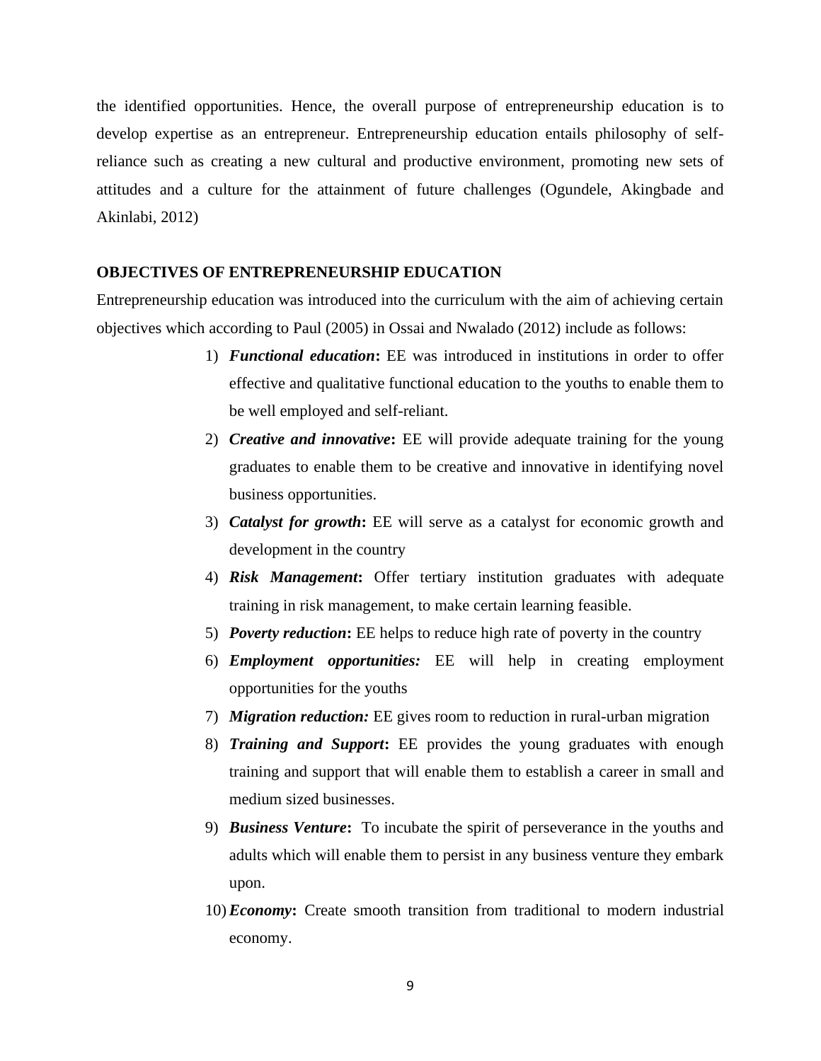the identified opportunities. Hence, the overall purpose of entrepreneurship education is to develop expertise as an entrepreneur. Entrepreneurship education entails philosophy of self-reliance such as creating a new cultural and productive environment, promoting new sets of attitudes and a culture for the attainment of future challenges (Ogundele, Akingbade and Akinlabi, 2012)

**OBJECTIVES OF ENTREPRENEURSHIP EDUCATION**

Entrepreneurship education was introduced into the curriculum with the aim of achieving certain objectives which according to Paul (2005) in Ossai and Nwalado (2012) include as follows:

1) ***Functional education*:** EE was introduced in institutions in order to offer effective and qualitative functional education to the youths to enable them to be well employed and self-reliant.
2) ***Creative and innovative*:** EE will provide adequate training for the young graduates to enable them to be creative and innovative in identifying novel business opportunities.
3) ***Catalyst for growth*:** EE will serve as a catalyst for economic growth and development in the country
4) ***Risk Management*:** Offer tertiary institution graduates with adequate training in risk management, to make certain learning feasible.
5) ***Poverty reduction*:** EE helps to reduce high rate of poverty in the country
6) ***Employment opportunities:*** EE will help in creating employment opportunities for the youths
7) ***Migration reduction:*** EE gives room to reduction in rural-urban migration
8) ***Training and Support*:** EE provides the young graduates with enough training and support that will enable them to establish a career in small and medium sized businesses.
9) ***Business Venture*:** To incubate the spirit of perseverance in the youths and adults which will enable them to persist in any business venture they embark upon.
10) ***Economy*:** Create smooth transition from traditional to modern industrial economy.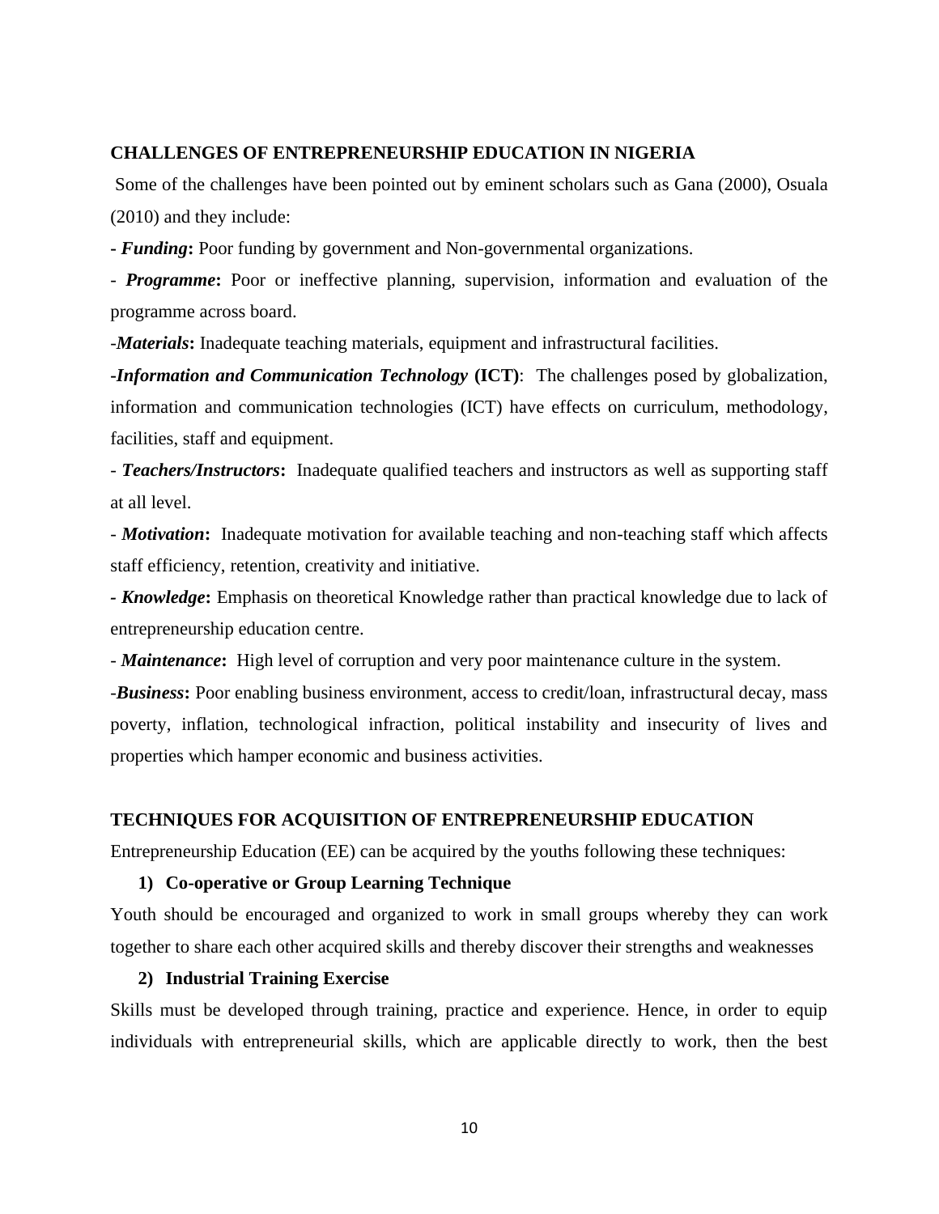**CHALLENGES OF ENTREPRENEURSHIP EDUCATION IN NIGERIA**

Some of the challenges have been pointed out by eminent scholars such as Gana (2000), Osuala (2010) and they include:

**- *Funding*:** Poor funding by government and Non-governmental organizations.

- ***Programme*:** Poor or ineffective planning, supervision, information and evaluation of the programme across board.

-***Materials*:** Inadequate teaching materials, equipment and infrastructural facilities.

-***Information and Communication Technology* (ICT)**: The challenges posed by globalization, information and communication technologies (ICT) have effects on curriculum, methodology, facilities, staff and equipment.

- ***Teachers/Instructors*:** Inadequate qualified teachers and instructors as well as supporting staff at all level.

- ***Motivation*:** Inadequate motivation for available teaching and non-teaching staff which affects staff efficiency, retention, creativity and initiative.

**- *Knowledge*:** Emphasis on theoretical Knowledge rather than practical knowledge due to lack of entrepreneurship education centre.

- ***Maintenance*:** High level of corruption and very poor maintenance culture in the system.

-***Business*:** Poor enabling business environment, access to credit/loan, infrastructural decay, mass poverty, inflation, technological infraction, political instability and insecurity of lives and properties which hamper economic and business activities.

**TECHNIQUES FOR ACQUISITION OF ENTREPRENEURSHIP EDUCATION**

Entrepreneurship Education (EE) can be acquired by the youths following these techniques:

**1) Co-operative or Group Learning Technique**

Youth should be encouraged and organized to work in small groups whereby they can work together to share each other acquired skills and thereby discover their strengths and weaknesses

**2) Industrial Training Exercise**

Skills must be developed through training, practice and experience. Hence, in order to equip individuals with entrepreneurial skills, which are applicable directly to work, then the best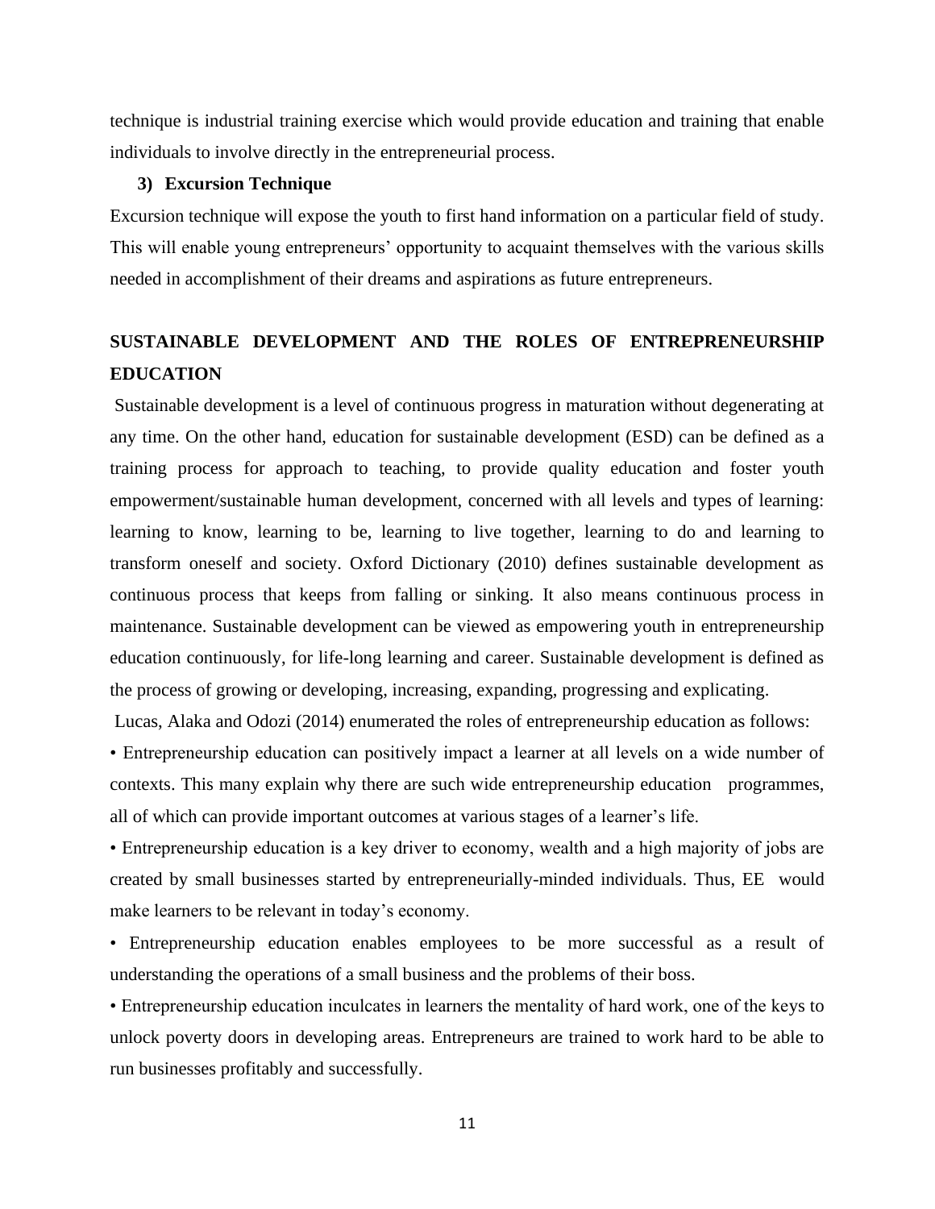technique is industrial training exercise which would provide education and training that enable individuals to involve directly in the entrepreneurial process.

**3) Excursion Technique**

Excursion technique will expose the youth to first hand information on a particular field of study. This will enable young entrepreneurs' opportunity to acquaint themselves with the various skills needed in accomplishment of their dreams and aspirations as future entrepreneurs.

## SUSTAINABLE DEVELOPMENT AND THE ROLES OF ENTREPRENEURSHIP EDUCATION

Sustainable development is a level of continuous progress in maturation without degenerating at any time. On the other hand, education for sustainable development (ESD) can be defined as a training process for approach to teaching, to provide quality education and foster youth empowerment/sustainable human development, concerned with all levels and types of learning: learning to know, learning to be, learning to live together, learning to do and learning to transform oneself and society. Oxford Dictionary (2010) defines sustainable development as continuous process that keeps from falling or sinking. It also means continuous process in maintenance. Sustainable development can be viewed as empowering youth in entrepreneurship education continuously, for life-long learning and career. Sustainable development is defined as the process of growing or developing, increasing, expanding, progressing and explicating.

Lucas, Alaka and Odozi (2014) enumerated the roles of entrepreneurship education as follows:

• Entrepreneurship education can positively impact a learner at all levels on a wide number of contexts. This many explain why there are such wide entrepreneurship education programmes, all of which can provide important outcomes at various stages of a learner's life.

• Entrepreneurship education is a key driver to economy, wealth and a high majority of jobs are created by small businesses started by entrepreneurially-minded individuals. Thus, EE would make learners to be relevant in today's economy.

• Entrepreneurship education enables employees to be more successful as a result of understanding the operations of a small business and the problems of their boss.

• Entrepreneurship education inculcates in learners the mentality of hard work, one of the keys to unlock poverty doors in developing areas. Entrepreneurs are trained to work hard to be able to run businesses profitably and successfully.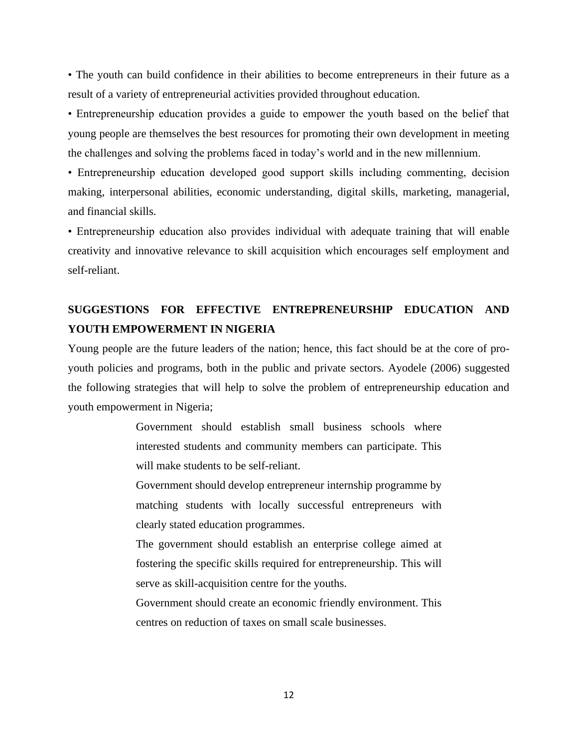• The youth can build confidence in their abilities to become entrepreneurs in their future as a result of a variety of entrepreneurial activities provided throughout education.

• Entrepreneurship education provides a guide to empower the youth based on the belief that young people are themselves the best resources for promoting their own development in meeting the challenges and solving the problems faced in today's world and in the new millennium.

• Entrepreneurship education developed good support skills including commenting, decision making, interpersonal abilities, economic understanding, digital skills, marketing, managerial, and financial skills.

• Entrepreneurship education also provides individual with adequate training that will enable creativity and innovative relevance to skill acquisition which encourages self employment and self-reliant.

## SUGGESTIONS FOR EFFECTIVE ENTREPRENEURSHIP EDUCATION AND YOUTH EMPOWERMENT IN NIGERIA

Young people are the future leaders of the nation; hence, this fact should be at the core of pro-youth policies and programs, both in the public and private sectors. Ayodele (2006) suggested the following strategies that will help to solve the problem of entrepreneurship education and youth empowerment in Nigeria;

> Government should establish small business schools where interested students and community members can participate. This will make students to be self-reliant.
>
> Government should develop entrepreneur internship programme by matching students with locally successful entrepreneurs with clearly stated education programmes.
>
> The government should establish an enterprise college aimed at fostering the specific skills required for entrepreneurship. This will serve as skill-acquisition centre for the youths.
>
> Government should create an economic friendly environment. This centres on reduction of taxes on small scale businesses.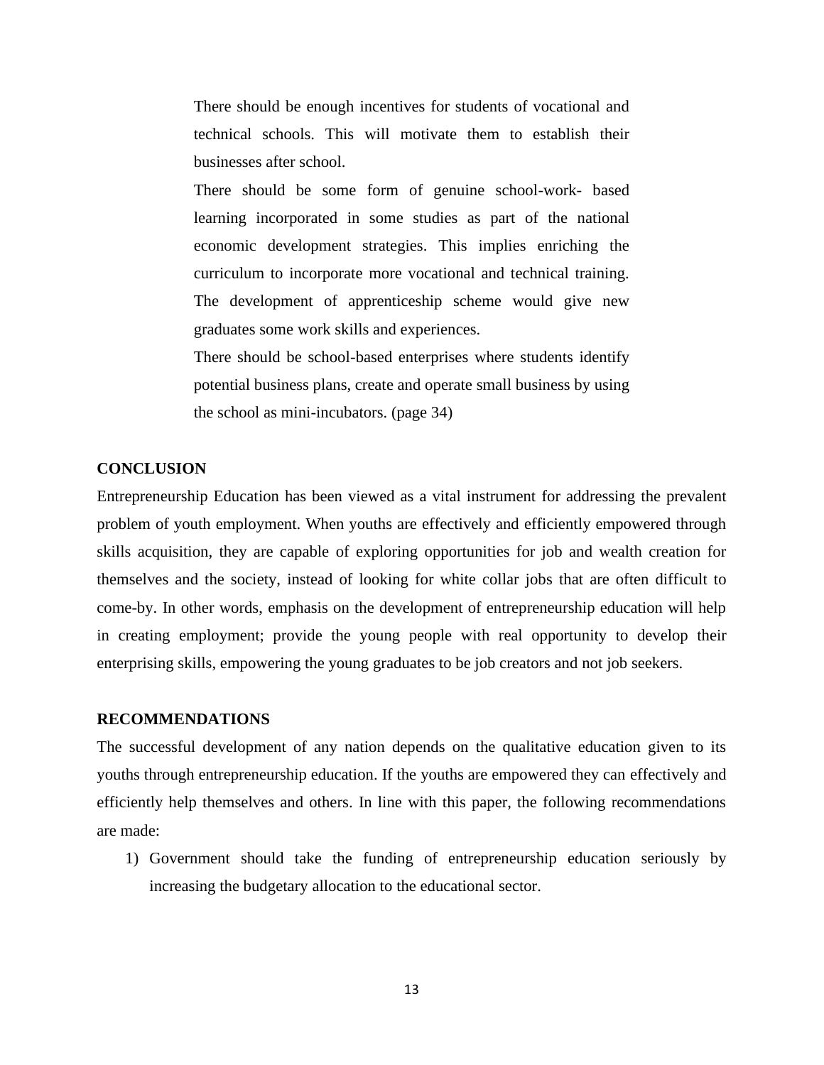> There should be enough incentives for students of vocational and technical schools. This will motivate them to establish their businesses after school.
>
> There should be some form of genuine school-work- based learning incorporated in some studies as part of the national economic development strategies. This implies enriching the curriculum to incorporate more vocational and technical training. The development of apprenticeship scheme would give new graduates some work skills and experiences.
>
> There should be school-based enterprises where students identify potential business plans, create and operate small business by using the school as mini-incubators. (page 34)

## CONCLUSION

Entrepreneurship Education has been viewed as a vital instrument for addressing the prevalent problem of youth employment. When youths are effectively and efficiently empowered through skills acquisition, they are capable of exploring opportunities for job and wealth creation for themselves and the society, instead of looking for white collar jobs that are often difficult to come-by. In other words, emphasis on the development of entrepreneurship education will help in creating employment; provide the young people with real opportunity to develop their enterprising skills, empowering the young graduates to be job creators and not job seekers.

## RECOMMENDATIONS

The successful development of any nation depends on the qualitative education given to its youths through entrepreneurship education. If the youths are empowered they can effectively and efficiently help themselves and others. In line with this paper, the following recommendations are made:

1) Government should take the funding of entrepreneurship education seriously by increasing the budgetary allocation to the educational sector.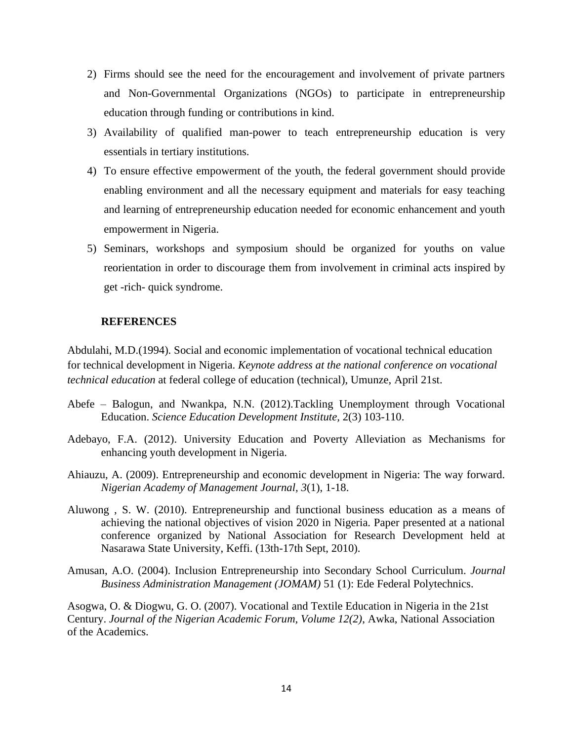2) Firms should see the need for the encouragement and involvement of private partners and Non-Governmental Organizations (NGOs) to participate in entrepreneurship education through funding or contributions in kind.
3) Availability of qualified man-power to teach entrepreneurship education is very essentials in tertiary institutions.
4) To ensure effective empowerment of the youth, the federal government should provide enabling environment and all the necessary equipment and materials for easy teaching and learning of entrepreneurship education needed for economic enhancement and youth empowerment in Nigeria.
5) Seminars, workshops and symposium should be organized for youths on value reorientation in order to discourage them from involvement in criminal acts inspired by get -rich- quick syndrome.

## REFERENCES

Abdulahi, M.D.(1994). Social and economic implementation of vocational technical education for technical development in Nigeria. *Keynote address at the national conference on vocational technical education* at federal college of education (technical), Umunze, April 21st.

Abefe – Balogun, and Nwankpa, N.N. (2012).Tackling Unemployment through Vocational Education. *Science Education Development Institute,* 2(3) 103-110.

Adebayo, F.A. (2012). University Education and Poverty Alleviation as Mechanisms for enhancing youth development in Nigeria.

Ahiauzu, A. (2009). Entrepreneurship and economic development in Nigeria: The way forward. *Nigerian Academy of Management Journal, 3*(1), 1-18.

Aluwong , S. W. (2010). Entrepreneurship and functional business education as a means of achieving the national objectives of vision 2020 in Nigeria. Paper presented at a national conference organized by National Association for Research Development held at Nasarawa State University, Keffi. (13th-17th Sept, 2010).

Amusan, A.O. (2004). Inclusion Entrepreneurship into Secondary School Curriculum. *Journal Business Administration Management (JOMAM)* 51 (1): Ede Federal Polytechnics.

Asogwa, O. & Diogwu, G. O. (2007). Vocational and Textile Education in Nigeria in the 21st Century. *Journal of the Nigerian Academic Forum, Volume 12(2),* Awka, National Association of the Academics.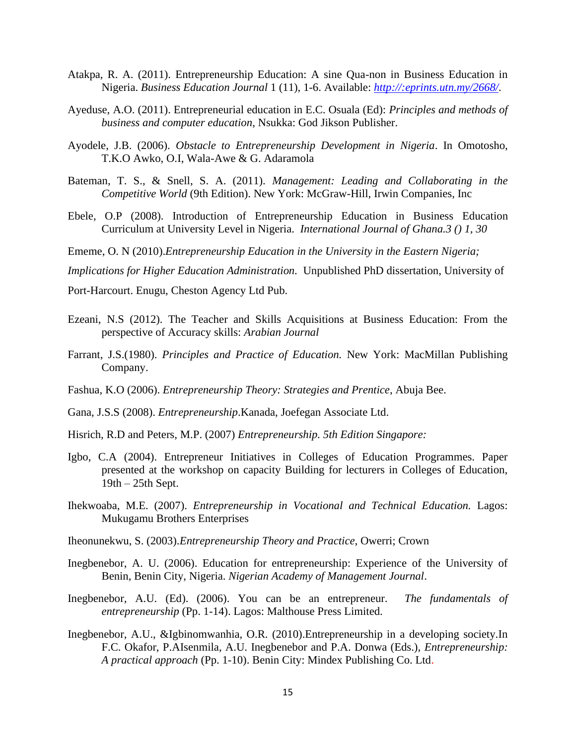Atakpa, R. A. (2011). Entrepreneurship Education: A sine Qua-non in Business Education in Nigeria. *Business Education Journal* 1 (11), 1-6. Available: *http://:eprints.utn.my/2668/*.

Ayeduse, A.O. (2011). Entrepreneurial education in E.C. Osuala (Ed): *Principles and methods of business and computer education*, Nsukka: God Jikson Publisher.

Ayodele, J.B. (2006). *Obstacle to Entrepreneurship Development in Nigeria*. In Omotosho, T.K.O Awko, O.I, Wala-Awe & G. Adaramola

Bateman, T. S., & Snell, S. A. (2011). *Management: Leading and Collaborating in the Competitive World* (9th Edition). New York: McGraw-Hill, Irwin Companies, Inc

Ebele, O.P (2008). Introduction of Entrepreneurship Education in Business Education Curriculum at University Level in Nigeria. *International Journal of Ghana.3 () 1, 30*

Ememe, O. N (2010).*Entrepreneurship Education in the University in the Eastern Nigeria; Implications for Higher Education Administration.* Unpublished PhD dissertation, University of Port-Harcourt. Enugu, Cheston Agency Ltd Pub.

Ezeani, N.S (2012). The Teacher and Skills Acquisitions at Business Education: From the perspective of Accuracy skills: *Arabian Journal*

Farrant, J.S.(1980). *Principles and Practice of Education.* New York: MacMillan Publishing Company.

Fashua, K.O (2006). *Entrepreneurship Theory: Strategies and Prentice*, Abuja Bee.

Gana, J.S.S (2008). *Entrepreneurship*.Kanada, Joefegan Associate Ltd.

Hisrich, R.D and Peters, M.P. (2007) *Entrepreneurship. 5th Edition Singapore:*

Igbo, C.A (2004). Entrepreneur Initiatives in Colleges of Education Programmes. Paper presented at the workshop on capacity Building for lecturers in Colleges of Education, 19th – 25th Sept.

Ihekwoaba, M.E. (2007). *Entrepreneurship in Vocational and Technical Education.* Lagos: Mukugamu Brothers Enterprises

Iheonunekwu, S. (2003).*Entrepreneurship Theory and Practice*, Owerri; Crown

Inegbenebor, A. U. (2006). Education for entrepreneurship: Experience of the University of Benin, Benin City, Nigeria. *Nigerian Academy of Management Journal*.

Inegbenebor, A.U. (Ed). (2006). You can be an entrepreneur. *The fundamentals of entrepreneurship* (Pp. 1-14). Lagos: Malthouse Press Limited.

Inegbenebor, A.U., &Igbinomwanhia, O.R. (2010).Entrepreneurship in a developing society.In F.C. Okafor, P.AIsenmila, A.U. Inegbenebor and P.A. Donwa (Eds.), *Entrepreneurship: A practical approach* (Pp. 1-10). Benin City: Mindex Publishing Co. Ltd.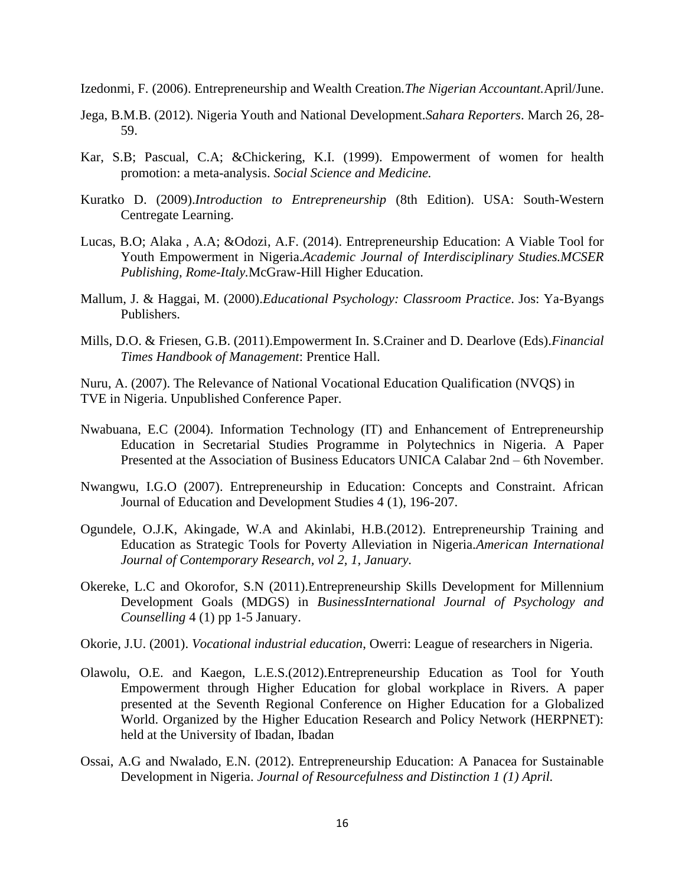Izedonmi, F. (2006). Entrepreneurship and Wealth Creation.*The Nigerian Accountant*.April/June.

Jega, B.M.B. (2012). Nigeria Youth and National Development.*Sahara Reporters*. March 26, 28-59.

Kar, S.B; Pascual, C.A; &Chickering, K.I. (1999). Empowerment of women for health promotion: a meta-analysis. *Social Science and Medicine.*

Kuratko D. (2009).*Introduction to Entrepreneurship* (8th Edition). USA: South-Western Centregate Learning.

Lucas, B.O; Alaka , A.A; &Odozi, A.F. (2014). Entrepreneurship Education: A Viable Tool for Youth Empowerment in Nigeria.*Academic Journal of Interdisciplinary Studies.MCSER Publishing, Rome-Italy.*McGraw-Hill Higher Education.

Mallum, J. & Haggai, M. (2000).*Educational Psychology: Classroom Practice*. Jos: Ya-Byangs Publishers.

Mills, D.O. & Friesen, G.B. (2011).Empowerment In. S.Crainer and D. Dearlove (Eds).*Financial Times Handbook of Management*: Prentice Hall.

Nuru, A. (2007). The Relevance of National Vocational Education Qualification (NVQS) in TVE in Nigeria. Unpublished Conference Paper.

Nwabuana, E.C (2004). Information Technology (IT) and Enhancement of Entrepreneurship Education in Secretarial Studies Programme in Polytechnics in Nigeria. A Paper Presented at the Association of Business Educators UNICA Calabar 2nd – 6th November.

Nwangwu, I.G.O (2007). Entrepreneurship in Education: Concepts and Constraint. African Journal of Education and Development Studies 4 (1), 196-207.

Ogundele, O.J.K, Akingade, W.A and Akinlabi, H.B.(2012). Entrepreneurship Training and Education as Strategic Tools for Poverty Alleviation in Nigeria.*American International Journal of Contemporary Research, vol 2, 1, January.*

Okereke, L.C and Okorofor, S.N (2011).Entrepreneurship Skills Development for Millennium Development Goals (MDGS) in *BusinessInternational Journal of Psychology and Counselling* 4 (1) pp 1-5 January.

Okorie, J.U. (2001). *Vocational industrial education*, Owerri: League of researchers in Nigeria.

Olawolu, O.E. and Kaegon, L.E.S.(2012).Entrepreneurship Education as Tool for Youth Empowerment through Higher Education for global workplace in Rivers. A paper presented at the Seventh Regional Conference on Higher Education for a Globalized World. Organized by the Higher Education Research and Policy Network (HERPNET): held at the University of Ibadan, Ibadan

Ossai, A.G and Nwalado, E.N. (2012). Entrepreneurship Education: A Panacea for Sustainable Development in Nigeria. *Journal of Resourcefulness and Distinction 1 (1) April.*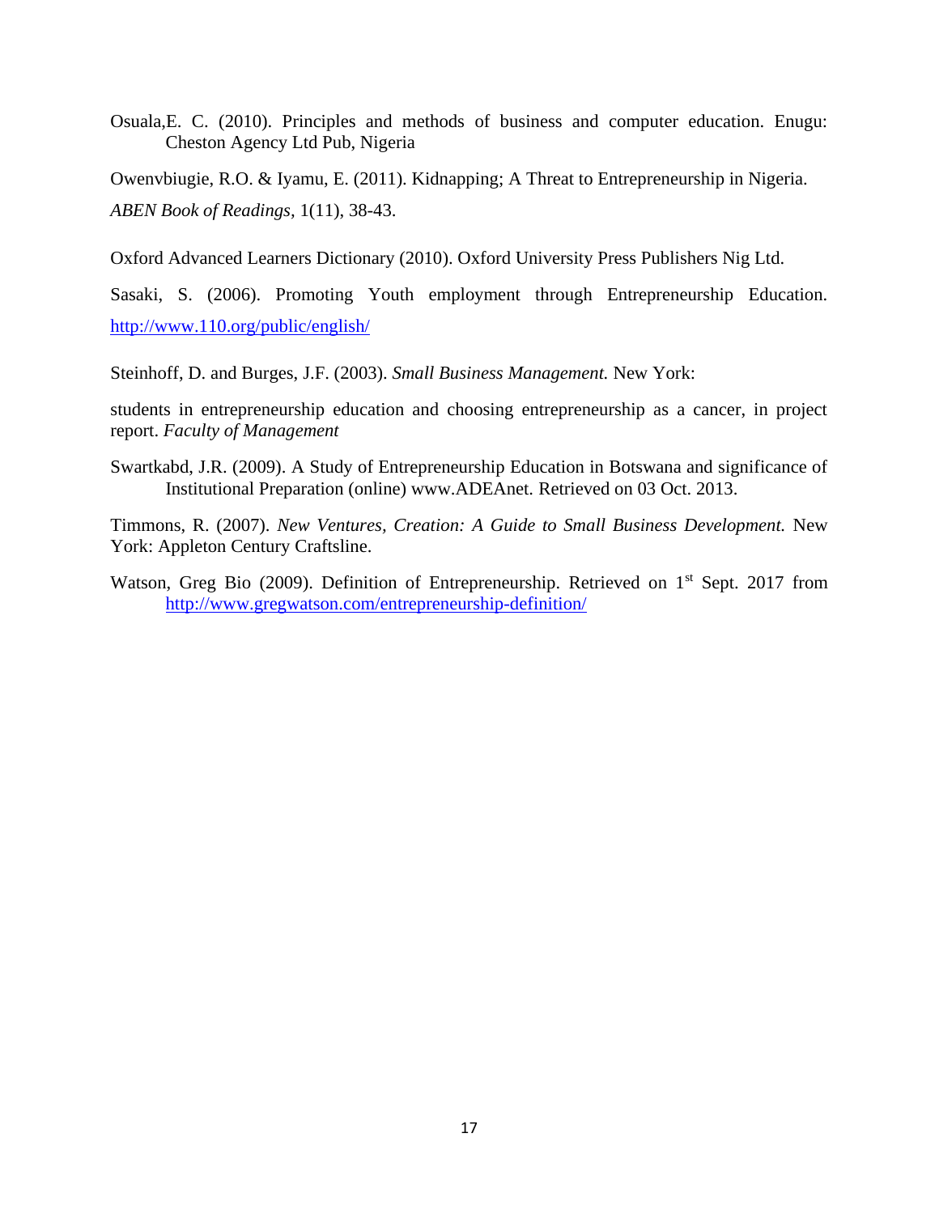Osuala,E. C. (2010). Principles and methods of business and computer education. Enugu: Cheston Agency Ltd Pub, Nigeria

Owenvbiugie, R.O. & Iyamu, E. (2011). Kidnapping; A Threat to Entrepreneurship in Nigeria. *ABEN Book of Readings*, 1(11), 38-43.

Oxford Advanced Learners Dictionary (2010). Oxford University Press Publishers Nig Ltd.

Sasaki, S. (2006). Promoting Youth employment through Entrepreneurship Education. http://www.110.org/public/english/

Steinhoff, D. and Burges, J.F. (2003). *Small Business Management.* New York:

students in entrepreneurship education and choosing entrepreneurship as a cancer, in project report. *Faculty of Management*

Swartkabd, J.R. (2009). A Study of Entrepreneurship Education in Botswana and significance of Institutional Preparation (online) www.ADEAnet. Retrieved on 03 Oct. 2013.

Timmons, R. (2007). *New Ventures, Creation: A Guide to Small Business Development.* New York: Appleton Century Craftsline.

Watson, Greg Bio (2009). Definition of Entrepreneurship. Retrieved on 1st Sept. 2017 from http://www.gregwatson.com/entrepreneurship-definition/